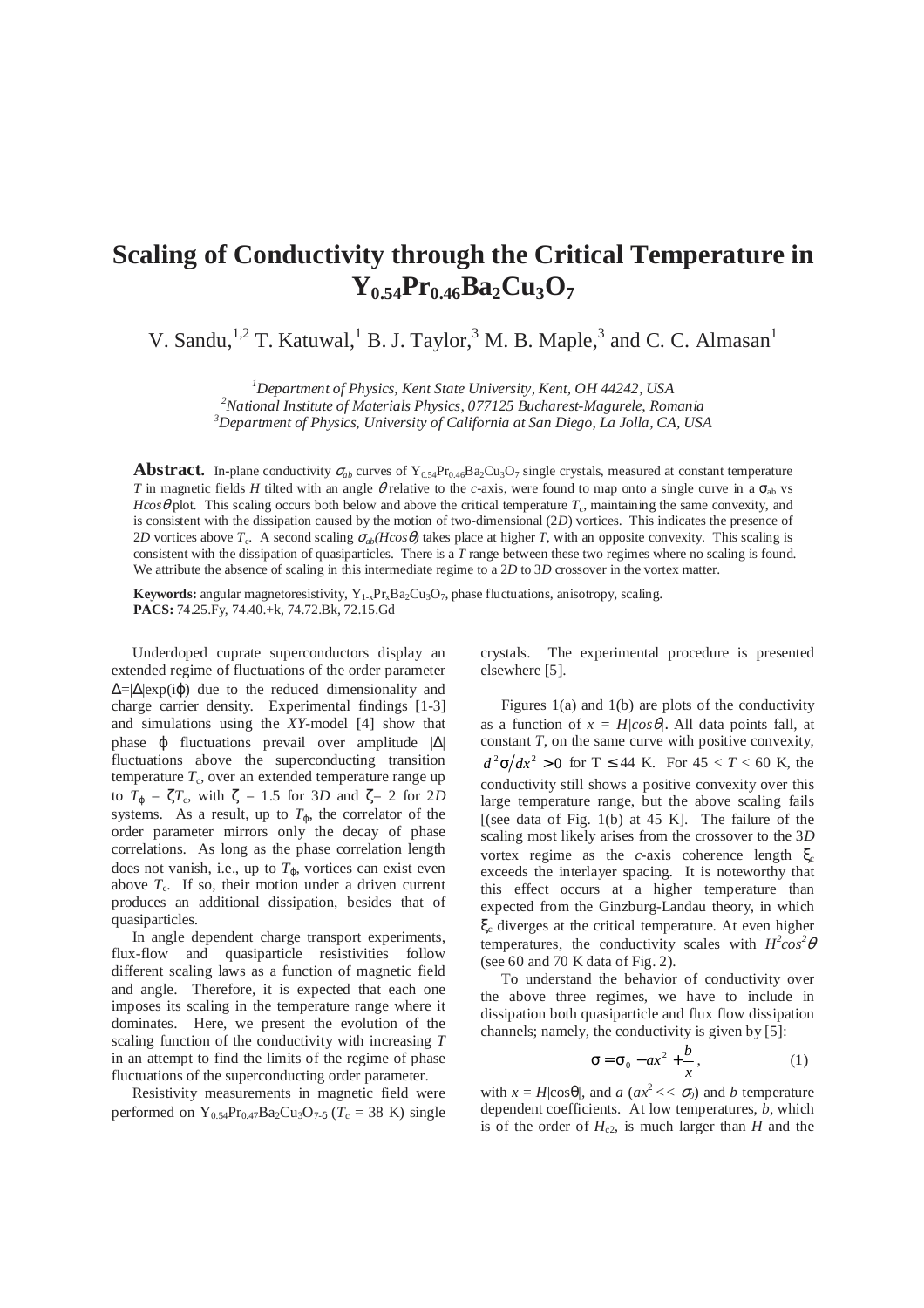# Scaling of Conductivity through the Critical Temperature in $Y_{0.54}Pr_{0.46}Ba_2Cu_3O_7$

V. Sandu,[1,2] T. Katuwal,[1] B. J. Taylor,[3] M. B. Maple,[3] and C. C. Almasan[1]

[1] *Department of Physics, Kent State University, Kent, OH 44242, USA*
[2] *National Institute of Materials Physics, 077125 Bucharest-Magurele, Romania*
[3] *Department of Physics, University of California at San Diego, La Jolla, CA, USA*

**Abstract.** In-plane conductivity $\sigma_{ab}$ curves of $Y_{0.54}Pr_{0.46}Ba_2Cu_3O_7$ single crystals, measured at constant temperature $T$ in magnetic fields $H$ tilted with an angle $\theta$ relative to the $c$-axis, were found to map onto a single curve in a $\sigma_{ab}$ vs $H\cos\theta$ plot. This scaling occurs both below and above the critical temperature $T_c$, maintaining the same convexity, and is consistent with the dissipation caused by the motion of two-dimensional (2$D$) vortices. This indicates the presence of 2$D$ vortices above $T_c$. A second scaling $\sigma_{ab}(H\cos\theta)$ takes place at higher $T$, with an opposite convexity. This scaling is consistent with the dissipation of quasiparticles. There is a $T$ range between these two regimes where no scaling is found. We attribute the absence of scaling in this intermediate regime to a 2$D$ to 3$D$ crossover in the vortex matter.

**Keywords:** angular magnetoresistivity, $Y_{1-x}Pr_xBa_2Cu_3O_7$, phase fluctuations, anisotropy, scaling.
**PACS:** 74.25.Fy, 74.40.+k, 74.72.Bk, 72.15.Gd

Underdoped cuprate superconductors display an extended regime of fluctuations of the order parameter $\Delta=|\Delta|\exp(i\varphi)$ due to the reduced dimensionality and charge carrier density. Experimental findings [1-3] and simulations using the $XY$-model [4] show that phase $\varphi$ fluctuations prevail over amplitude $|\Delta|$ fluctuations above the superconducting transition temperature $T_c$, over an extended temperature range up to $T_\varphi = \zeta T_c$, with $\zeta = 1.5$ for 3$D$ and $\zeta = 2$ for 2$D$ systems. As a result, up to $T_\varphi$, the correlator of the order parameter mirrors only the decay of phase correlations. As long as the phase correlation length does not vanish, i.e., up to $T_\varphi$, vortices can exist even above $T_c$. If so, their motion under a driven current produces an additional dissipation, besides that of quasiparticles.

In angle dependent charge transport experiments, flux-flow and quasiparticle resistivities follow different scaling laws as a function of magnetic field and angle. Therefore, it is expected that each one imposes its scaling in the temperature range where it dominates. Here, we present the evolution of the scaling function of the conductivity with increasing $T$ in an attempt to find the limits of the regime of phase fluctuations of the superconducting order parameter.

Resistivity measurements in magnetic field were performed on $Y_{0.54}Pr_{0.47}Ba_2Cu_3O_{7-\delta}$ ($T_c$ = 38 K) single crystals. The experimental procedure is presented elsewhere [5].

Figures 1(a) and 1(b) are plots of the conductivity as a function of $x = H|\cos\theta|$. All data points fall, at constant $T$, on the same curve with positive convexity, $d^2\sigma/dx^2 > 0$ for T $\leq$ 44 K. For 45 < $T$ < 60 K, the conductivity still shows a positive convexity over this large temperature range, but the above scaling fails [(see data of Fig. 1(b) at 45 K]. The failure of the scaling most likely arises from the crossover to the 3$D$ vortex regime as the $c$-axis coherence length $\xi_c$ exceeds the interlayer spacing. It is noteworthy that this effect occurs at a higher temperature than expected from the Ginzburg-Landau theory, in which $\xi_c$ diverges at the critical temperature. At even higher temperatures, the conductivity scales with $H^2\cos^2\theta$ (see 60 and 70 K data of Fig. 2).

To understand the behavior of conductivity over the above three regimes, we have to include in dissipation both quasiparticle and flux flow dissipation channels; namely, the conductivity is given by [5]:

$$\sigma = \sigma_0 - ax^2 + \frac{b}{x}, \tag{1}$$

with $x = H|\cos\theta|$, and $a$ ($ax^2 << \sigma_0$) and $b$ temperature dependent coefficients. At low temperatures, $b$, which is of the order of $H_{c2}$, is much larger than $H$ and the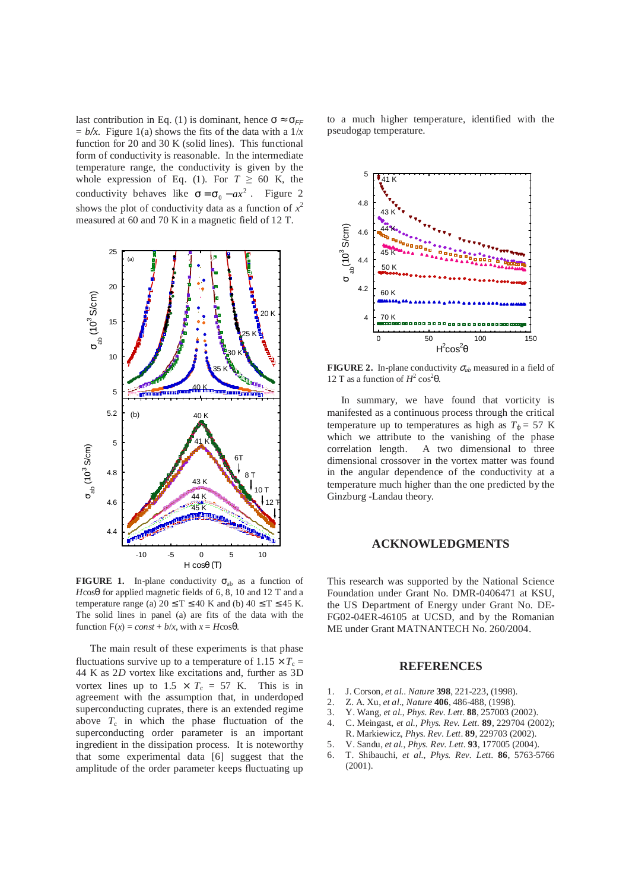last contribution in Eq. (1) is dominant, hence $\sigma \approx \sigma_{FF} = b/x$. Figure 1(a) shows the fits of the data with a $1/x$ function for 20 and 30 K (solid lines). This functional form of conductivity is reasonable. In the intermediate temperature range, the conductivity is given by the whole expression of Eq. (1). For $T \geq 60$ K, the conductivity behaves like $\sigma = \sigma_0 - ax^2$. Figure 2 shows the plot of conductivity data as a function of $x^2$ measured at 60 and 70 K in a magnetic field of 12 T.

(a)
$\sigma_{ab}$ ($10^3$ S/cm)
25
20
15
10
5
20 K
25 K
30 K
35 K
40 K

(b)
$\sigma_{ab}$ ($10^3$ S/cm)
5.2
5
4.8
4.6
4.4
40 K
41 K
43 K
44 K
45 K
6T
8 T
10 T
12 T
-10
-5
0
5
10
H cosθ (T)

**FIGURE 1.** In-plane conductivity $\sigma_{ab}$ as a function of $H\cos\theta$ for applied magnetic fields of 6, 8, 10 and 12 T and a temperature range (a) $20 \leq T \leq 40$ K and (b) $40 \leq T \leq 45$ K. The solid lines in panel (a) are fits of the data with the function $F(x) = const + b/x$, with $x = H\cos\theta$.

The main result of these experiments is that phase fluctuations survive up to a temperature of $1.15 \times T_c = 44$ K as $2D$ vortex like excitations and, further as 3D vortex lines up to $1.5 \times T_c = 57$ K. This is in agreement with the assumption that, in underdoped superconducting cuprates, there is an extended regime above $T_c$ in which the phase fluctuation of the superconducting order parameter is an important ingredient in the dissipation process. It is noteworthy that some experimental data [6] suggest that the amplitude of the order parameter keeps fluctuating up to a much higher temperature, identified with the pseudogap temperature.

$\sigma_{ab}$ ($10^3$ S/cm)
5
4.8
4.6
4.4
4.2
4
41 K
43 K
44 K
45 K
50 K
60 K
70 K
0
50
100
150
$H^2\cos^2\theta$

**FIGURE 2.** In-plane conductivity $\sigma_{ab}$ measured in a field of 12 T as a function of $H^2\cos^2\theta$.

In summary, we have found that vorticity is manifested as a continuous process through the critical temperature up to temperatures as high as $T_\phi = 57$ K which we attribute to the vanishing of the phase correlation length. A two dimensional to three dimensional crossover in the vortex matter was found in the angular dependence of the conductivity at a temperature much higher than the one predicted by the Ginzburg -Landau theory.

## ACKNOWLEDGMENTS

This research was supported by the National Science Foundation under Grant No. DMR-0406471 at KSU, the US Department of Energy under Grant No. DE-FG02-04ER-46105 at UCSD, and by the Romanian ME under Grant MATNANTECH No. 260/2004.

## REFERENCES

1. J. Corson, *et al.*. *Nature* **398**, 221-223, (1998).
2. Z. A. Xu, *et al*., *Nature* **406**, 486-488, (1998).
3. Y. Wang, *et al.*, *Phys. Rev. Lett*. **88**, 257003 (2002).
4. C. Meingast, *et al.*, *Phys. Rev. Lett*. **89**, 229704 (2002); R. Markiewicz, *Phys. Rev. Lett*. **89**, 229703 (2002).
5. V. Sandu, *et al.*, *Phys. Rev. Lett*. **93**, 177005 (2004).
6. T. Shibauchi, *et al.*, *Phys. Rev. Lett*. **86**, 5763-5766 (2001).